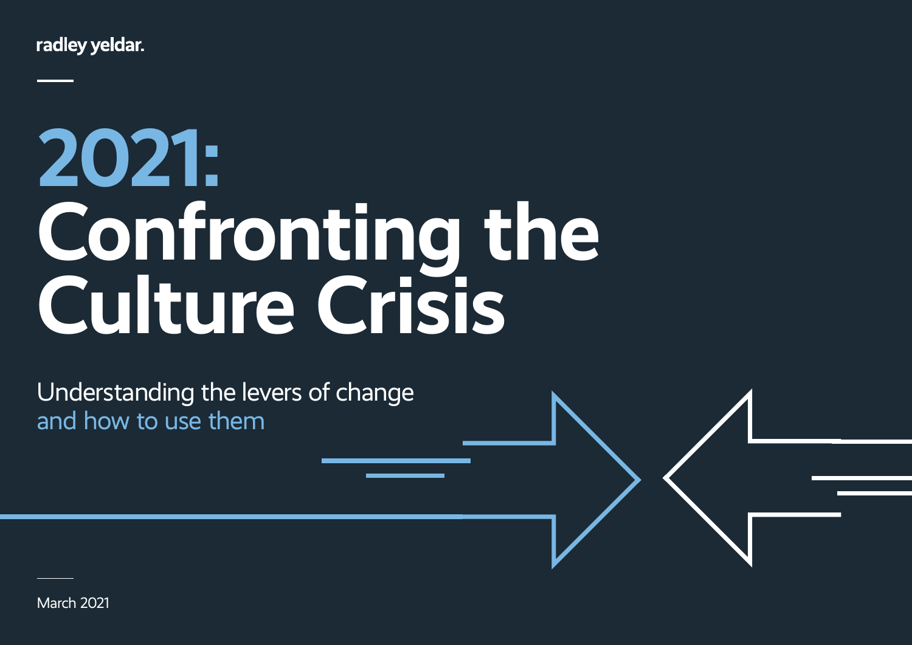radley yeldar.

# 2021: Confronting the Culture Crisis

Understanding the levers of change and how to use them

March 2021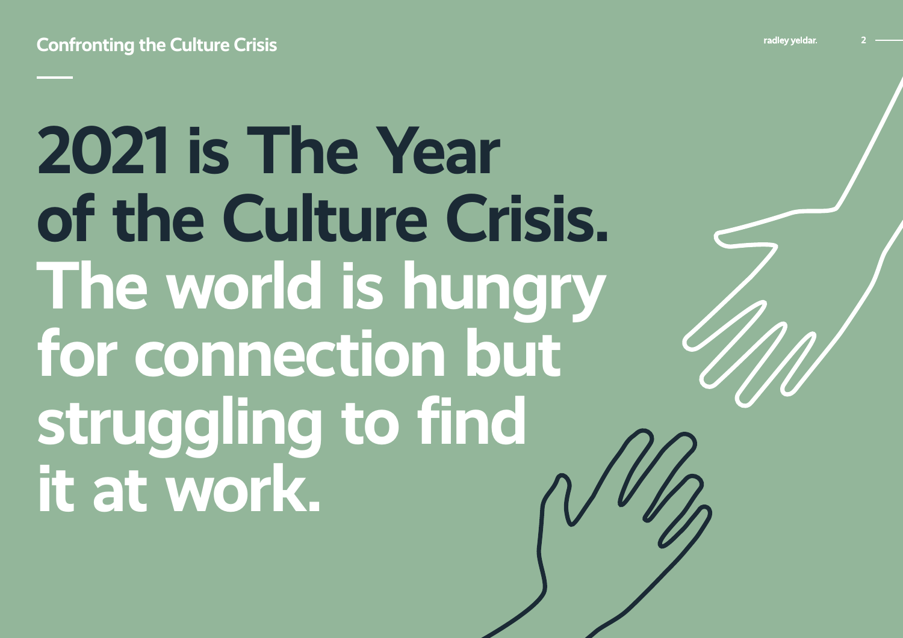# 2021 is The Year of the Culture Crisis. The world is hungry for connection but struggling to find it at work.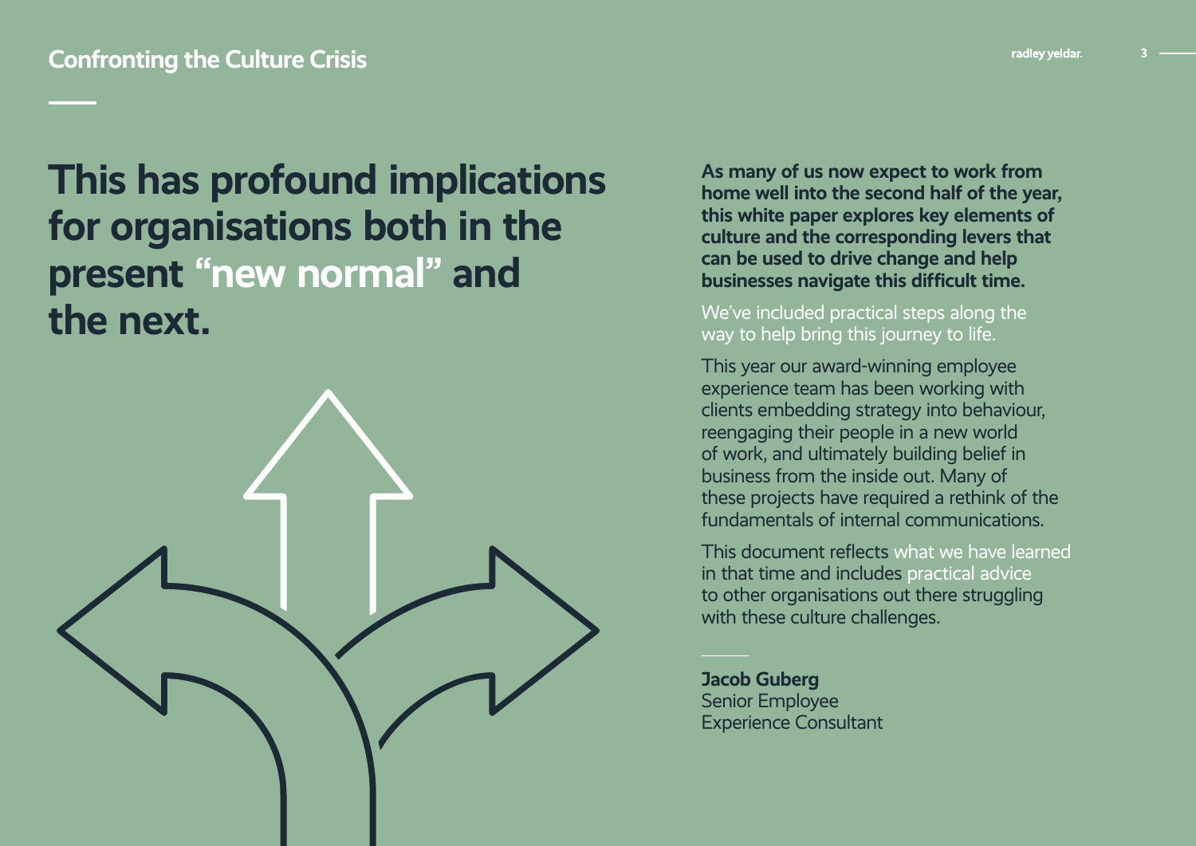# This has profound implications for organisations both in the present "new normal" and the next.

**As many of us now expect to work from home well into the second half of the year, this white paper explores key elements of culture and the corresponding levers that can be used to drive change and help businesses navigate this difficult time.**

We've included practical steps along the way to help bring this journey to life.

This year our award-winning employee experience team has been working with clients embedding strategy into behaviour, reengaging their people in a new world of work, and ultimately building belief in business from the inside out. Many of these projects have required a rethink of the fundamentals of internal communications.

This document reflects what we have learned in that time and includes practical advice to other organisations out there struggling with these culture challenges.

**Jacob Guberg**
Senior Employee
Experience Consultant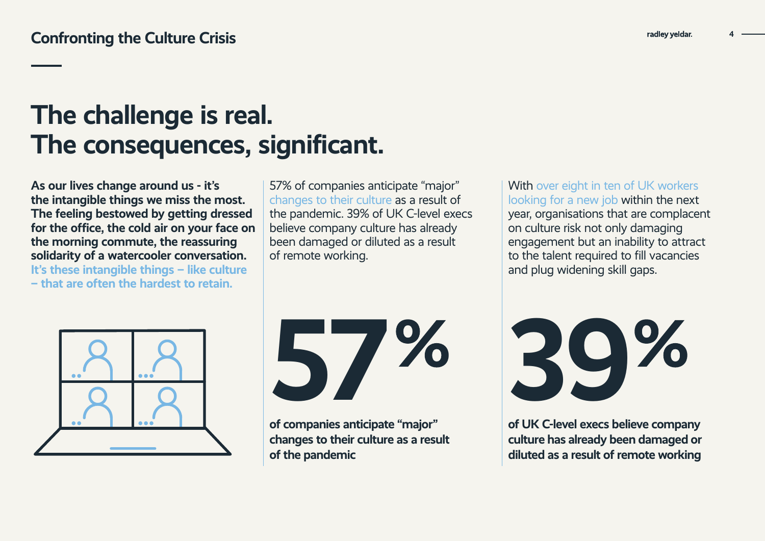# The challenge is real. The consequences, significant.

**As our lives change around us - it's the intangible things we miss the most. The feeling bestowed by getting dressed for the office, the cold air on your face on the morning commute, the reassuring solidarity of a watercooler conversation. It's these intangible things – like culture – that are often the hardest to retain.**

57% of companies anticipate "major" changes to their culture as a result of the pandemic. 39% of UK C-level execs believe company culture has already been damaged or diluted as a result of remote working.

With over eight in ten of UK workers looking for a new job within the next year, organisations that are complacent on culture risk not only damaging engagement but an inability to attract to the talent required to fill vacancies and plug widening skill gaps.

## 57%

**of companies anticipate "major" changes to their culture as a result of the pandemic**

## 39%

**of UK C-level execs believe company culture has already been damaged or diluted as a result of remote working**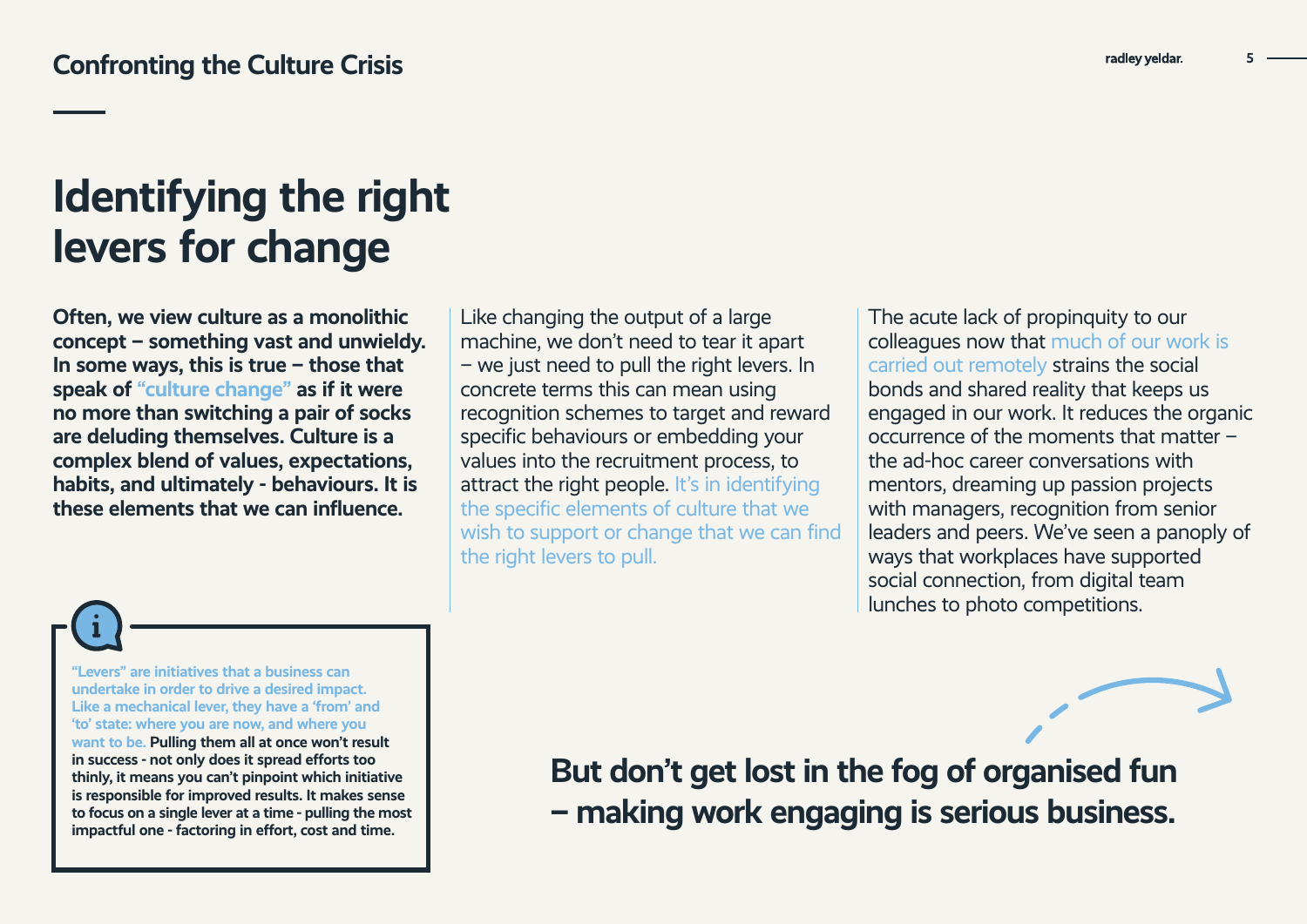# Identifying the right levers for change

**Often, we view culture as a monolithic concept – something vast and unwieldy. In some ways, this is true – those that speak of "culture change" as if it were no more than switching a pair of socks are deluding themselves. Culture is a complex blend of values, expectations, habits, and ultimately - behaviours. It is these elements that we can influence.**

Like changing the output of a large machine, we don't need to tear it apart – we just need to pull the right levers. In concrete terms this can mean using recognition schemes to target and reward specific behaviours or embedding your values into the recruitment process, to attract the right people. It's in identifying the specific elements of culture that we wish to support or change that we can find the right levers to pull.

The acute lack of propinquity to our colleagues now that much of our work is carried out remotely strains the social bonds and shared reality that keeps us engaged in our work. It reduces the organic occurrence of the moments that matter – the ad-hoc career conversations with mentors, dreaming up passion projects with managers, recognition from senior leaders and peers. We've seen a panoply of ways that workplaces have supported social connection, from digital team lunches to photo competitions.

> **"Levers" are initiatives that a business can undertake in order to drive a desired impact. Like a mechanical lever, they have a 'from' and 'to' state: where you are now, and where you want to be. Pulling them all at once won't result in success - not only does it spread efforts too thinly, it means you can't pinpoint which initiative is responsible for improved results. It makes sense to focus on a single lever at a time - pulling the most impactful one - factoring in effort, cost and time.**

**But don't get lost in the fog of organised fun – making work engaging is serious business.**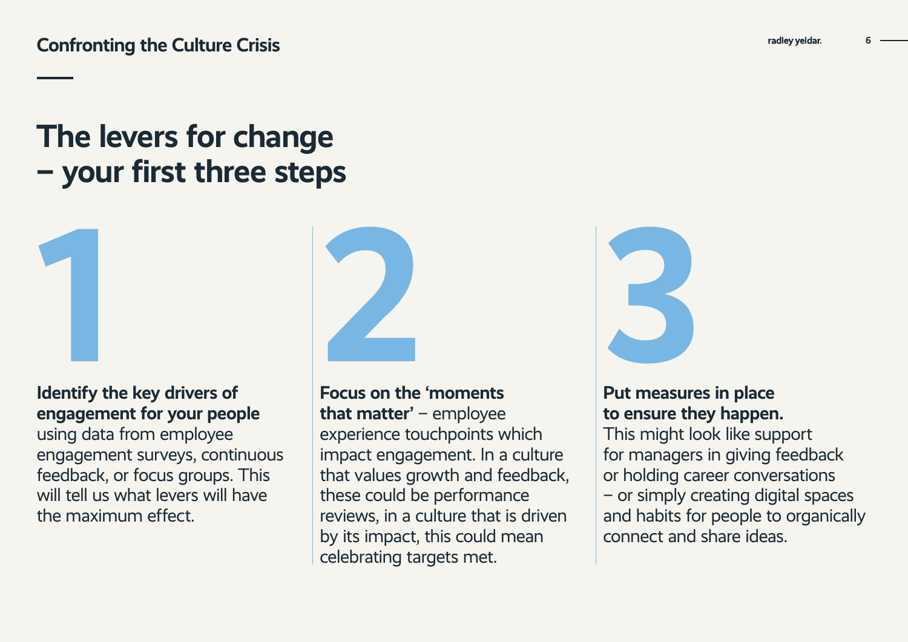# The levers for change – your first three steps

## 1

**Identify the key drivers of engagement for your people** using data from employee engagement surveys, continuous feedback, or focus groups. This will tell us what levers will have the maximum effect.

## 2

**Focus on the 'moments that matter'** – employee experience touchpoints which impact engagement. In a culture that values growth and feedback, these could be performance reviews, in a culture that is driven by its impact, this could mean celebrating targets met.

## 3

**Put measures in place to ensure they happen.** This might look like support for managers in giving feedback or holding career conversations – or simply creating digital spaces and habits for people to organically connect and share ideas.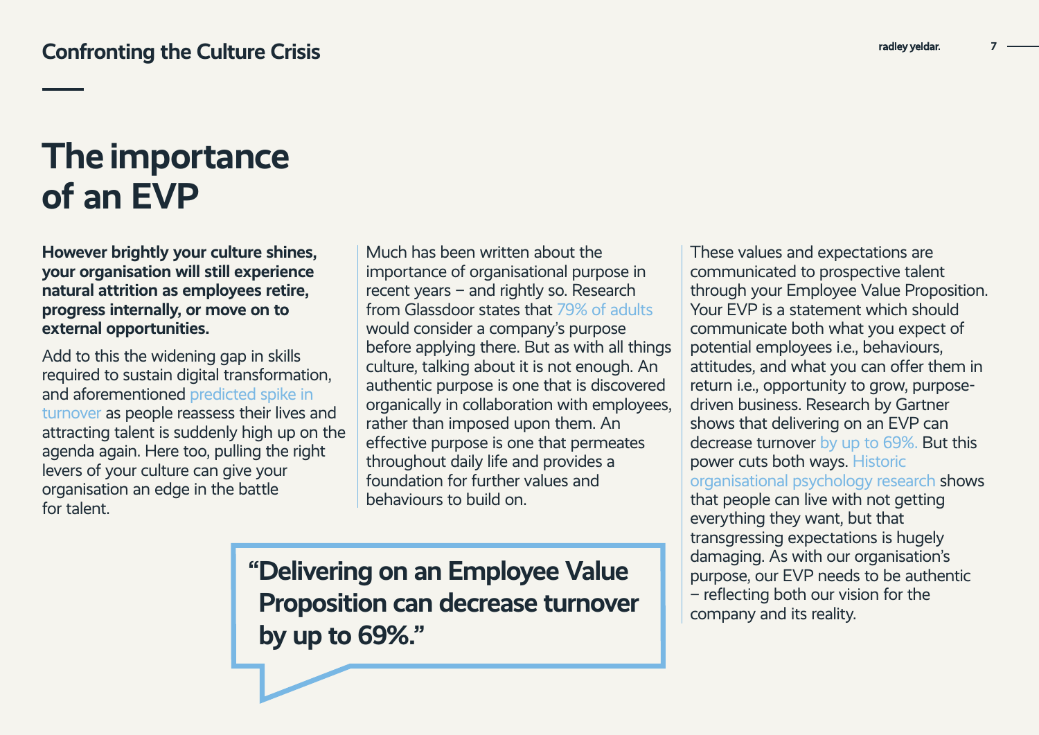# The importance of an EVP

**However brightly your culture shines, your organisation will still experience natural attrition as employees retire, progress internally, or move on to external opportunities.**

Add to this the widening gap in skills required to sustain digital transformation, and aforementioned predicted spike in turnover as people reassess their lives and attracting talent is suddenly high up on the agenda again. Here too, pulling the right levers of your culture can give your organisation an edge in the battle for talent.

Much has been written about the importance of organisational purpose in recent years – and rightly so. Research from Glassdoor states that 79% of adults would consider a company's purpose before applying there. But as with all things culture, talking about it is not enough. An authentic purpose is one that is discovered organically in collaboration with employees, rather than imposed upon them. An effective purpose is one that permeates throughout daily life and provides a foundation for further values and behaviours to build on.

> **"Delivering on an Employee Value Proposition can decrease turnover by up to 69%."**

These values and expectations are communicated to prospective talent through your Employee Value Proposition. Your EVP is a statement which should communicate both what you expect of potential employees i.e., behaviours, attitudes, and what you can offer them in return i.e., opportunity to grow, purpose-driven business. Research by Gartner shows that delivering on an EVP can decrease turnover by up to 69%. But this power cuts both ways. Historic organisational psychology research shows that people can live with not getting everything they want, but that transgressing expectations is hugely damaging. As with our organisation's purpose, our EVP needs to be authentic – reflecting both our vision for the company and its reality.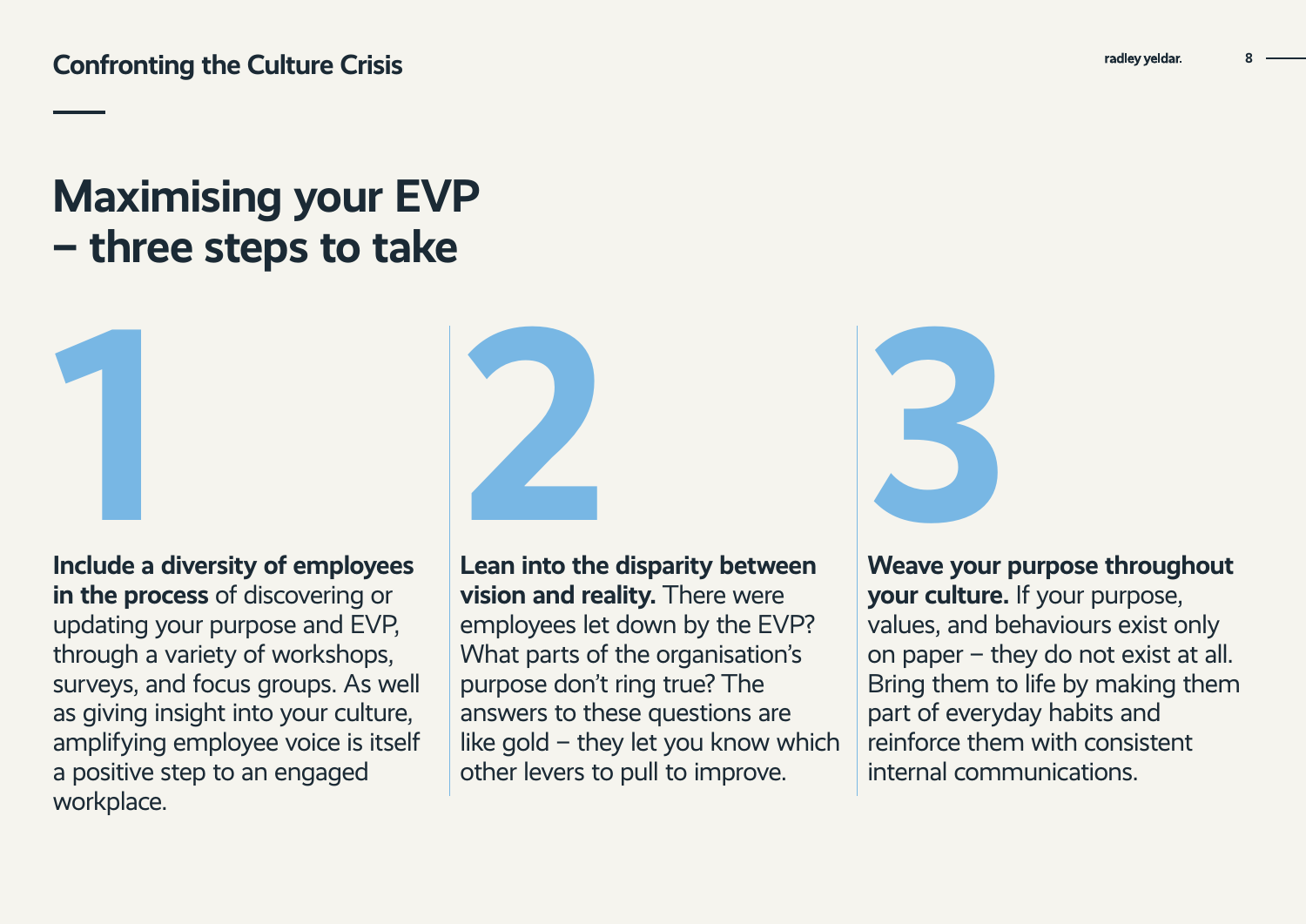# Maximising your EVP – three steps to take

## 1

**Include a diversity of employees in the process** of discovering or updating your purpose and EVP, through a variety of workshops, surveys, and focus groups. As well as giving insight into your culture, amplifying employee voice is itself a positive step to an engaged workplace.

## 2

**Lean into the disparity between vision and reality.** There were employees let down by the EVP? What parts of the organisation's purpose don't ring true? The answers to these questions are like gold – they let you know which other levers to pull to improve.

## 3

**Weave your purpose throughout your culture.** If your purpose, values, and behaviours exist only on paper – they do not exist at all. Bring them to life by making them part of everyday habits and reinforce them with consistent internal communications.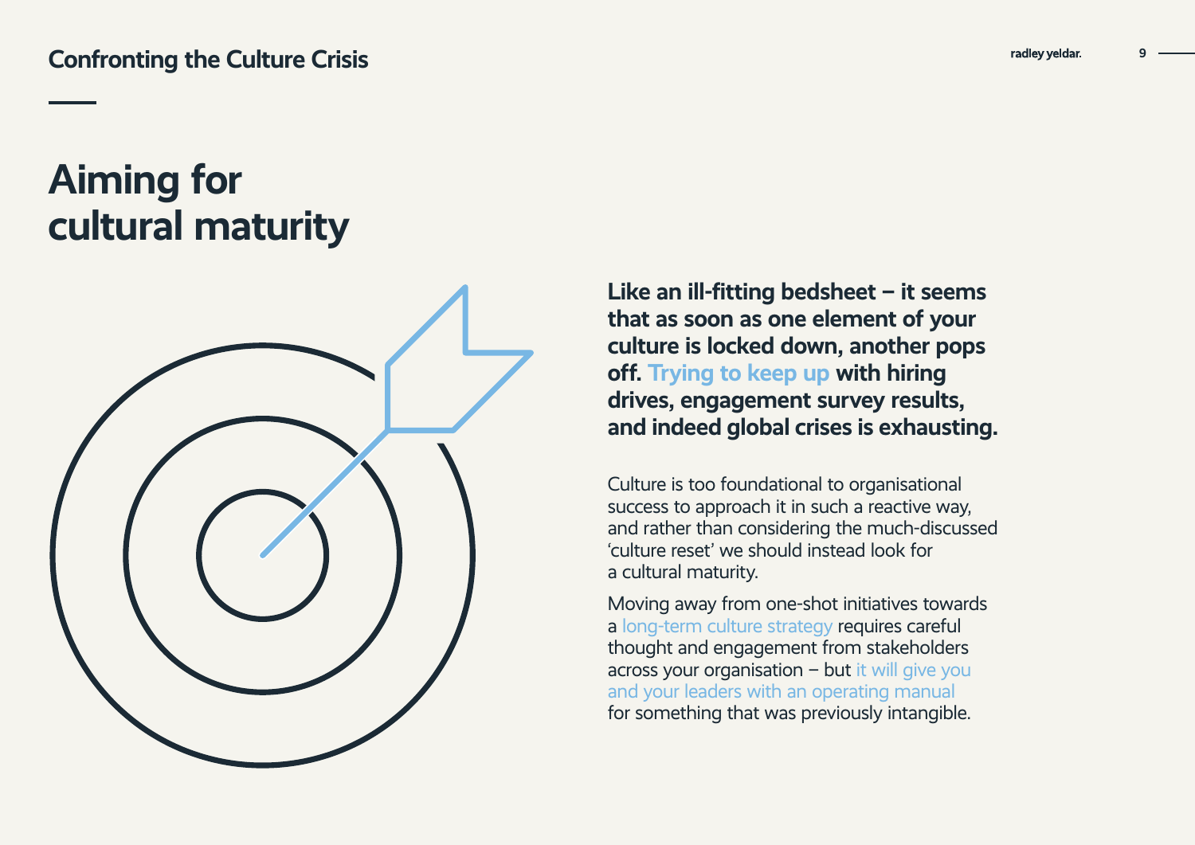# Aiming for cultural maturity

**Like an ill-fitting bedsheet – it seems that as soon as one element of your culture is locked down, another pops off. Trying to keep up with hiring drives, engagement survey results, and indeed global crises is exhausting.**

Culture is too foundational to organisational success to approach it in such a reactive way, and rather than considering the much-discussed 'culture reset' we should instead look for a cultural maturity.

Moving away from one-shot initiatives towards a long-term culture strategy requires careful thought and engagement from stakeholders across your organisation – but it will give you and your leaders with an operating manual for something that was previously intangible.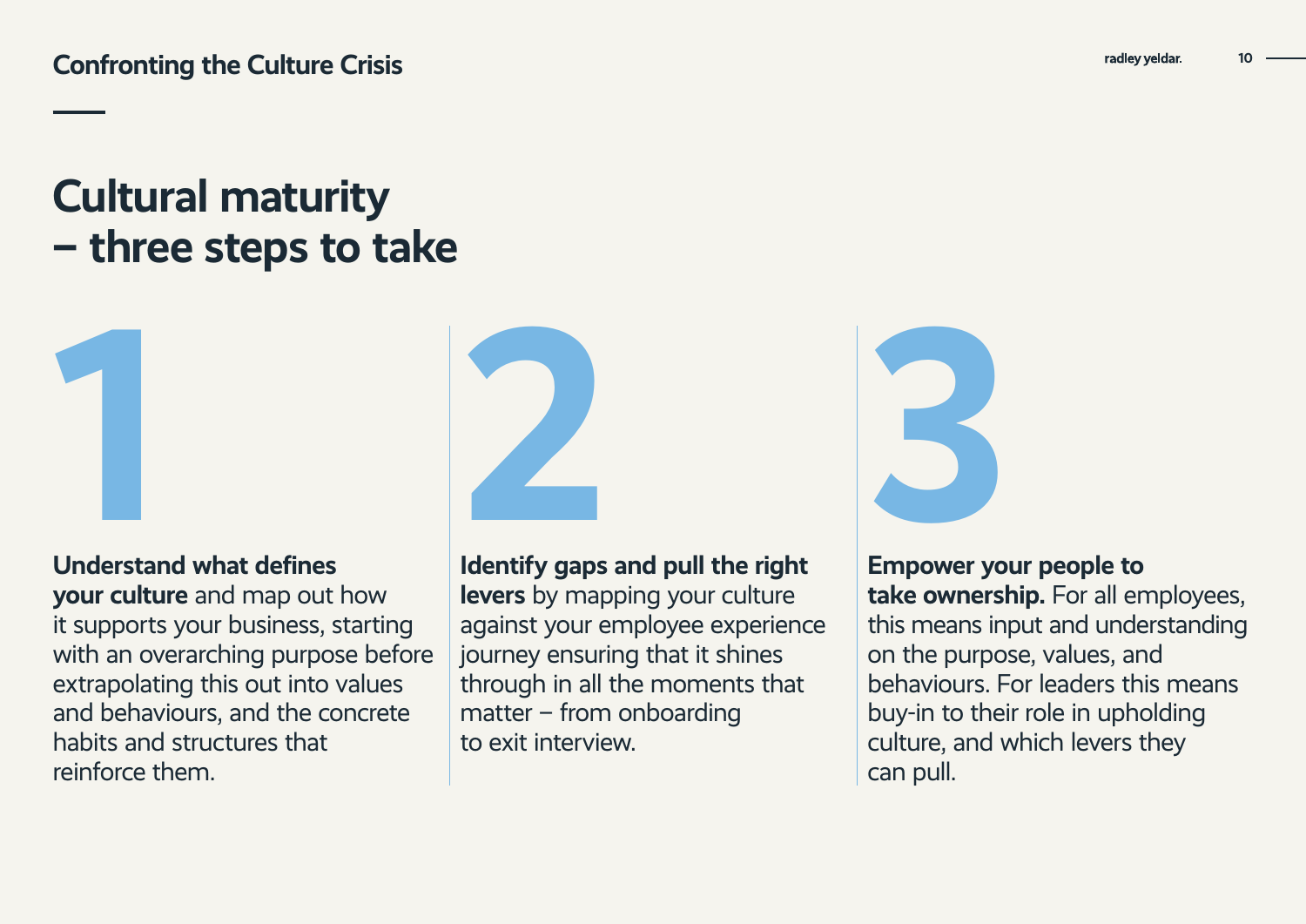# Cultural maturity – three steps to take

## 1

**Understand what defines your culture** and map out how it supports your business, starting with an overarching purpose before extrapolating this out into values and behaviours, and the concrete habits and structures that reinforce them.

## 2

**Identify gaps and pull the right levers** by mapping your culture against your employee experience journey ensuring that it shines through in all the moments that matter – from onboarding to exit interview.

## 3

**Empower your people to take ownership.** For all employees, this means input and understanding on the purpose, values, and behaviours. For leaders this means buy-in to their role in upholding culture, and which levers they can pull.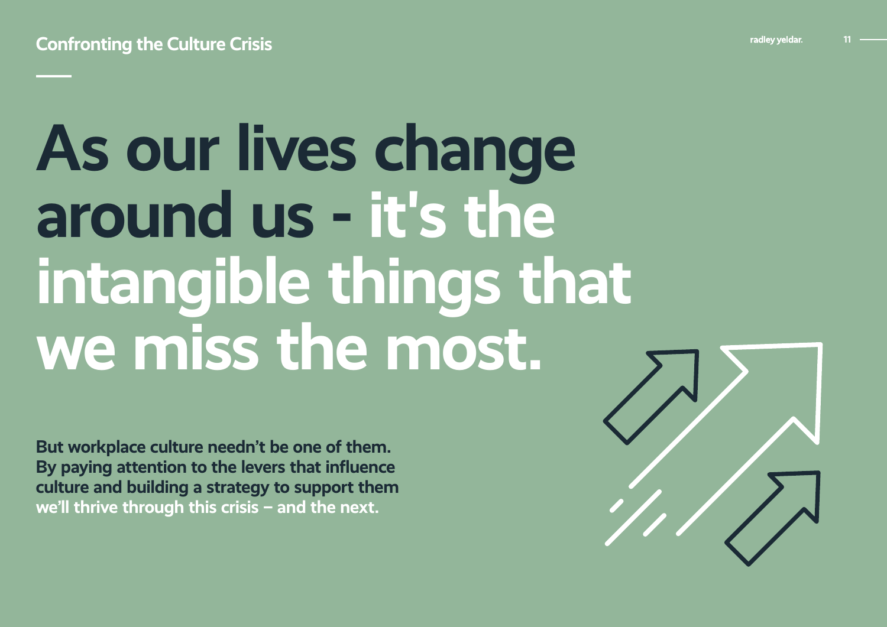# As our lives change around us - it's the intangible things that we miss the most.

**But workplace culture needn't be one of them. By paying attention to the levers that influence culture and building a strategy to support them we'll thrive through this crisis – and the next.**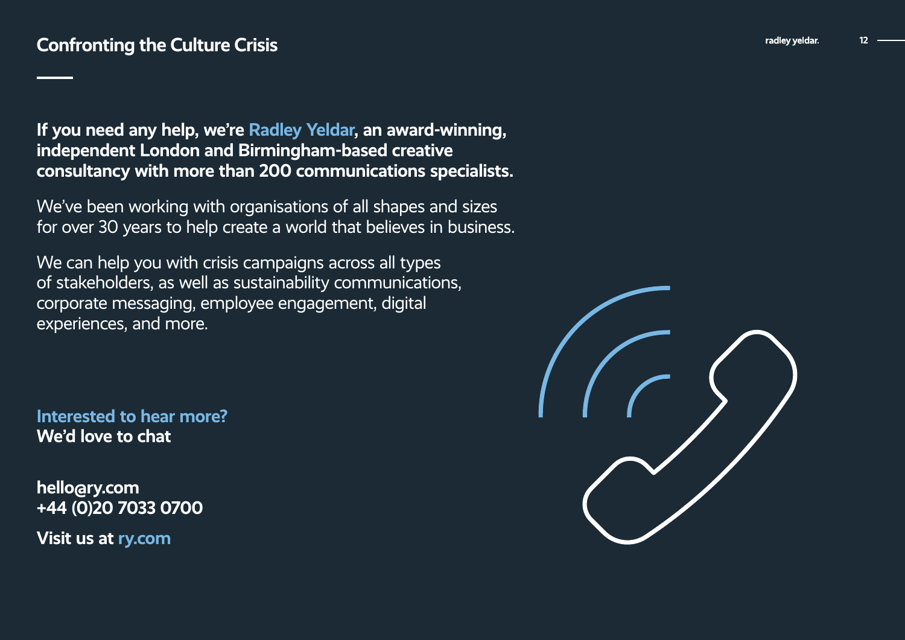**If you need any help, we're Radley Yeldar, an award-winning, independent London and Birmingham-based creative consultancy with more than 200 communications specialists.**

We've been working with organisations of all shapes and sizes for over 30 years to help create a world that believes in business.

We can help you with crisis campaigns across all types of stakeholders, as well as sustainability communications, corporate messaging, employee engagement, digital experiences, and more.

**Interested to hear more?**
**We'd love to chat**

**hello@ry.com**
**+44 (0)20 7033 0700**

**Visit us at ry.com**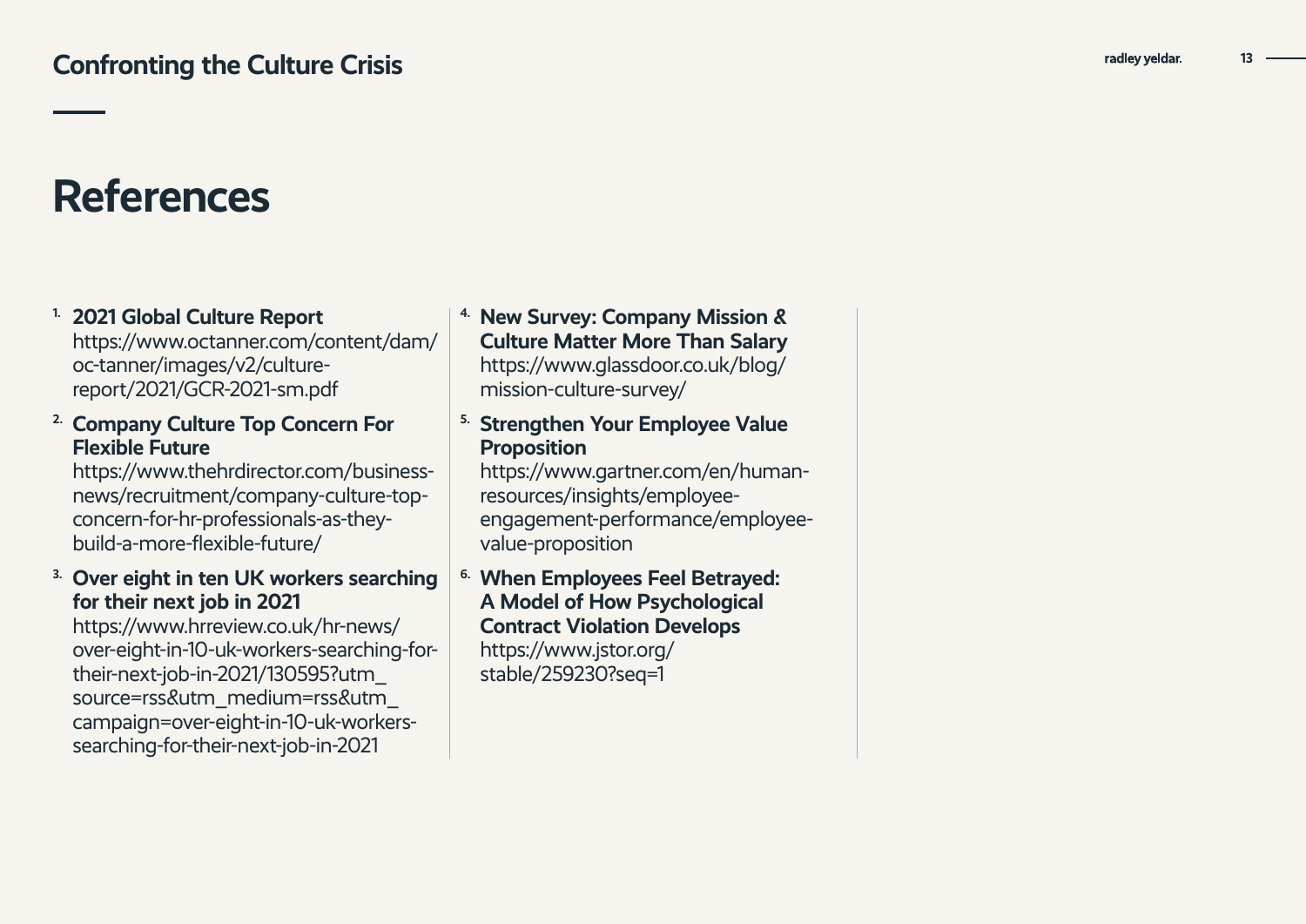# References

1. **2021 Global Culture Report**
   https://www.octanner.com/content/dam/oc-tanner/images/v2/culture-report/2021/GCR-2021-sm.pdf

2. **Company Culture Top Concern For Flexible Future**
   https://www.thehrdirector.com/business-news/recruitment/company-culture-top-concern-for-hr-professionals-as-they-build-a-more-flexible-future/

3. **Over eight in ten UK workers searching for their next job in 2021**
   https://www.hrreview.co.uk/hr-news/over-eight-in-10-uk-workers-searching-for-their-next-job-in-2021/130595?utm_source=rss&utm_medium=rss&utm_campaign=over-eight-in-10-uk-workers-searching-for-their-next-job-in-2021

4. **New Survey: Company Mission & Culture Matter More Than Salary**
   https://www.glassdoor.co.uk/blog/mission-culture-survey/

5. **Strengthen Your Employee Value Proposition**
   https://www.gartner.com/en/human-resources/insights/employee-engagement-performance/employee-value-proposition

6. **When Employees Feel Betrayed: A Model of How Psychological Contract Violation Develops**
   https://www.jstor.org/stable/259230?seq=1